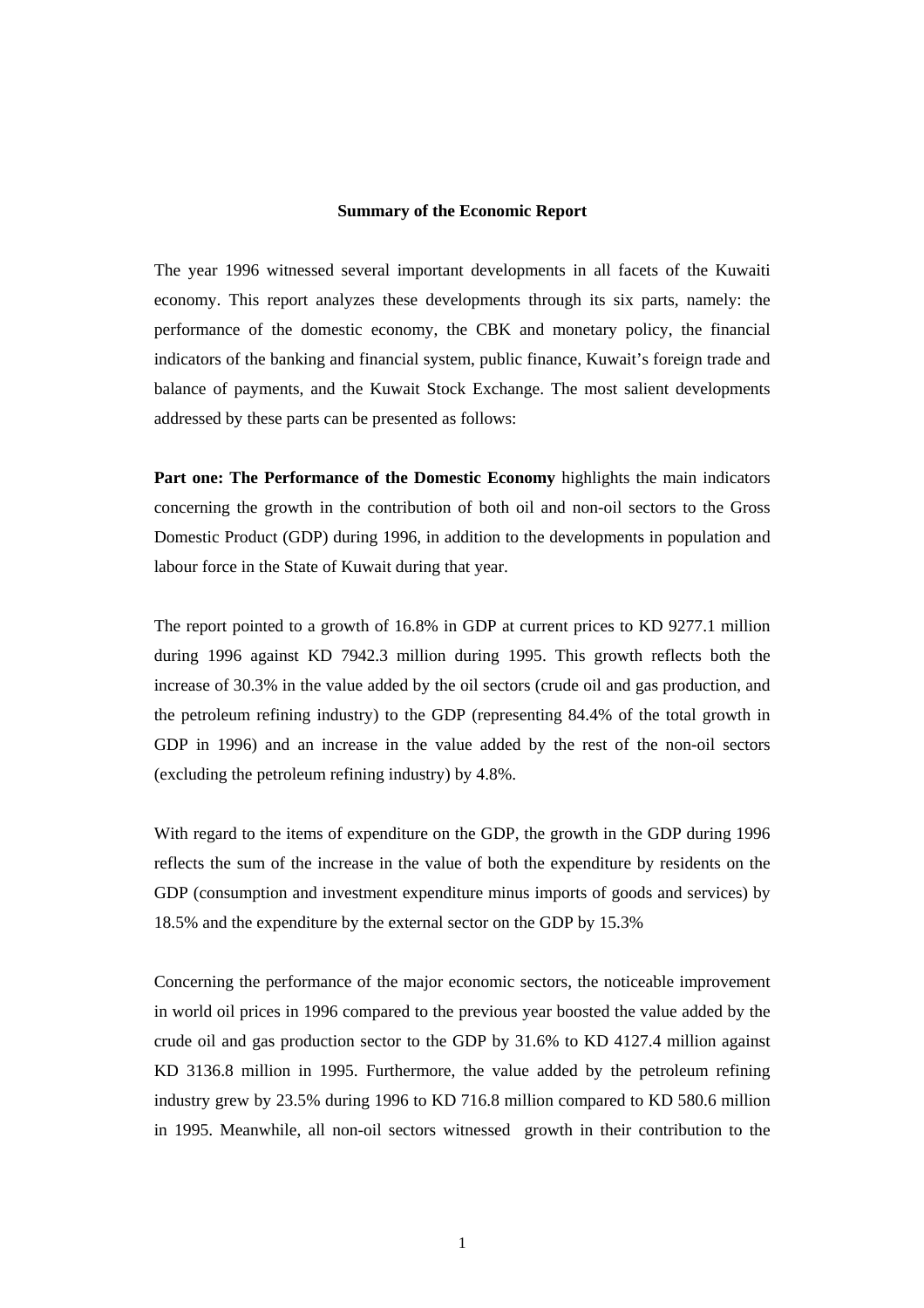# Summary of the Economic Report

The year 1996 witnessed several important developments in all facets of the Kuwaiti economy. This report analyzes these developments through its six parts, namely: the performance of the domestic economy, the CBK and monetary policy, the financial indicators of the banking and financial system, public finance, Kuwait's foreign trade and balance of payments, and the Kuwait Stock Exchange. The most salient developments addressed by these parts can be presented as follows:

**Part one: The Performance of the Domestic Economy** highlights the main indicators concerning the growth in the contribution of both oil and non-oil sectors to the Gross Domestic Product (GDP) during 1996, in addition to the developments in population and labour force in the State of Kuwait during that year.

The report pointed to a growth of 16.8% in GDP at current prices to KD 9277.1 million during 1996 against KD 7942.3 million during 1995. This growth reflects both the increase of 30.3% in the value added by the oil sectors (crude oil and gas production, and the petroleum refining industry) to the GDP (representing 84.4% of the total growth in GDP in 1996) and an increase in the value added by the rest of the non-oil sectors (excluding the petroleum refining industry) by 4.8%.

With regard to the items of expenditure on the GDP, the growth in the GDP during 1996 reflects the sum of the increase in the value of both the expenditure by residents on the GDP (consumption and investment expenditure minus imports of goods and services) by 18.5% and the expenditure by the external sector on the GDP by 15.3%

Concerning the performance of the major economic sectors, the noticeable improvement in world oil prices in 1996 compared to the previous year boosted the value added by the crude oil and gas production sector to the GDP by 31.6% to KD 4127.4 million against KD 3136.8 million in 1995. Furthermore, the value added by the petroleum refining industry grew by 23.5% during 1996 to KD 716.8 million compared to KD 580.6 million in 1995. Meanwhile, all non-oil sectors witnessed growth in their contribution to the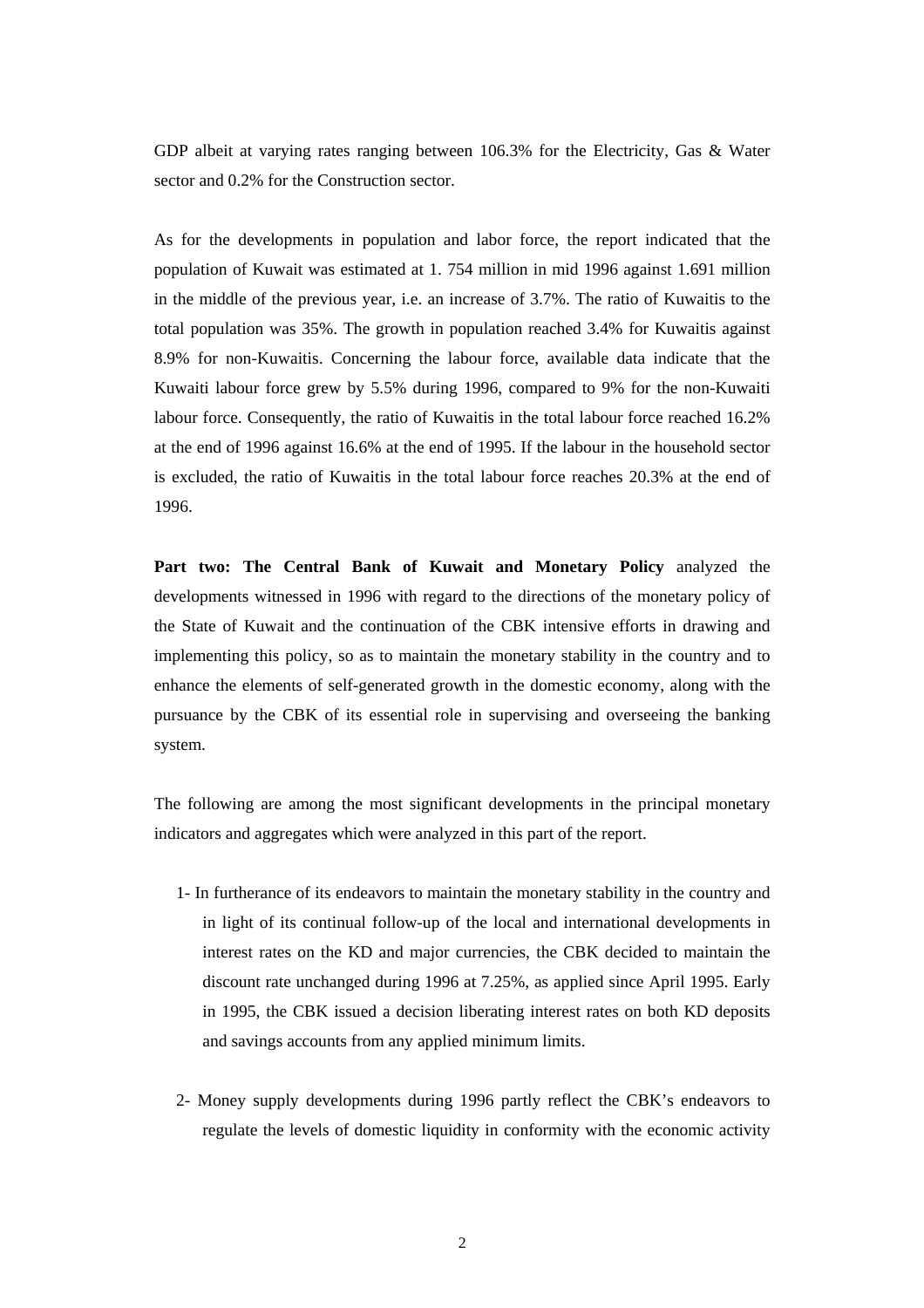GDP albeit at varying rates ranging between 106.3% for the Electricity, Gas & Water sector and 0.2% for the Construction sector.

As for the developments in population and labor force, the report indicated that the population of Kuwait was estimated at 1. 754 million in mid 1996 against 1.691 million in the middle of the previous year, i.e. an increase of 3.7%. The ratio of Kuwaitis to the total population was 35%. The growth in population reached 3.4% for Kuwaitis against 8.9% for non-Kuwaitis. Concerning the labour force, available data indicate that the Kuwaiti labour force grew by 5.5% during 1996, compared to 9% for the non-Kuwaiti labour force. Consequently, the ratio of Kuwaitis in the total labour force reached 16.2% at the end of 1996 against 16.6% at the end of 1995. If the labour in the household sector is excluded, the ratio of Kuwaitis in the total labour force reaches 20.3% at the end of 1996.

**Part two: The Central Bank of Kuwait and Monetary Policy** analyzed the developments witnessed in 1996 with regard to the directions of the monetary policy of the State of Kuwait and the continuation of the CBK intensive efforts in drawing and implementing this policy, so as to maintain the monetary stability in the country and to enhance the elements of self-generated growth in the domestic economy, along with the pursuance by the CBK of its essential role in supervising and overseeing the banking system.

The following are among the most significant developments in the principal monetary indicators and aggregates which were analyzed in this part of the report.

1- In furtherance of its endeavors to maintain the monetary stability in the country and in light of its continual follow-up of the local and international developments in interest rates on the KD and major currencies, the CBK decided to maintain the discount rate unchanged during 1996 at 7.25%, as applied since April 1995. Early in 1995, the CBK issued a decision liberating interest rates on both KD deposits and savings accounts from any applied minimum limits.

2- Money supply developments during 1996 partly reflect the CBK's endeavors to regulate the levels of domestic liquidity in conformity with the economic activity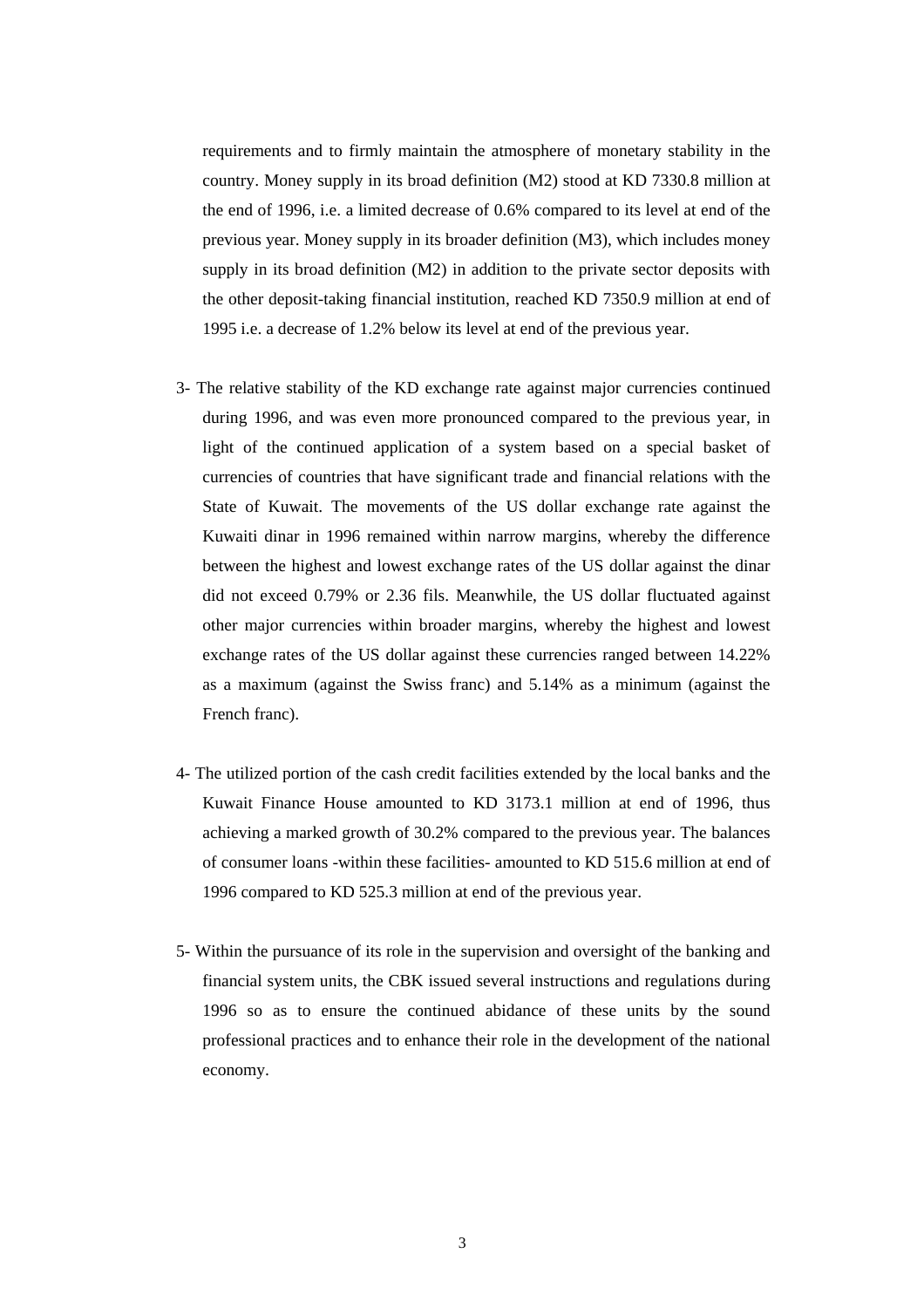requirements and to firmly maintain the atmosphere of monetary stability in the country. Money supply in its broad definition (M2) stood at KD 7330.8 million at the end of 1996, i.e. a limited decrease of 0.6% compared to its level at end of the previous year. Money supply in its broader definition (M3), which includes money supply in its broad definition (M2) in addition to the private sector deposits with the other deposit-taking financial institution, reached KD 7350.9 million at end of 1995 i.e. a decrease of 1.2% below its level at end of the previous year.

3- The relative stability of the KD exchange rate against major currencies continued during 1996, and was even more pronounced compared to the previous year, in light of the continued application of a system based on a special basket of currencies of countries that have significant trade and financial relations with the State of Kuwait. The movements of the US dollar exchange rate against the Kuwaiti dinar in 1996 remained within narrow margins, whereby the difference between the highest and lowest exchange rates of the US dollar against the dinar did not exceed 0.79% or 2.36 fils. Meanwhile, the US dollar fluctuated against other major currencies within broader margins, whereby the highest and lowest exchange rates of the US dollar against these currencies ranged between 14.22% as a maximum (against the Swiss franc) and 5.14% as a minimum (against the French franc).

4- The utilized portion of the cash credit facilities extended by the local banks and the Kuwait Finance House amounted to KD 3173.1 million at end of 1996, thus achieving a marked growth of 30.2% compared to the previous year. The balances of consumer loans -within these facilities- amounted to KD 515.6 million at end of 1996 compared to KD 525.3 million at end of the previous year.

5- Within the pursuance of its role in the supervision and oversight of the banking and financial system units, the CBK issued several instructions and regulations during 1996 so as to ensure the continued abidance of these units by the sound professional practices and to enhance their role in the development of the national economy.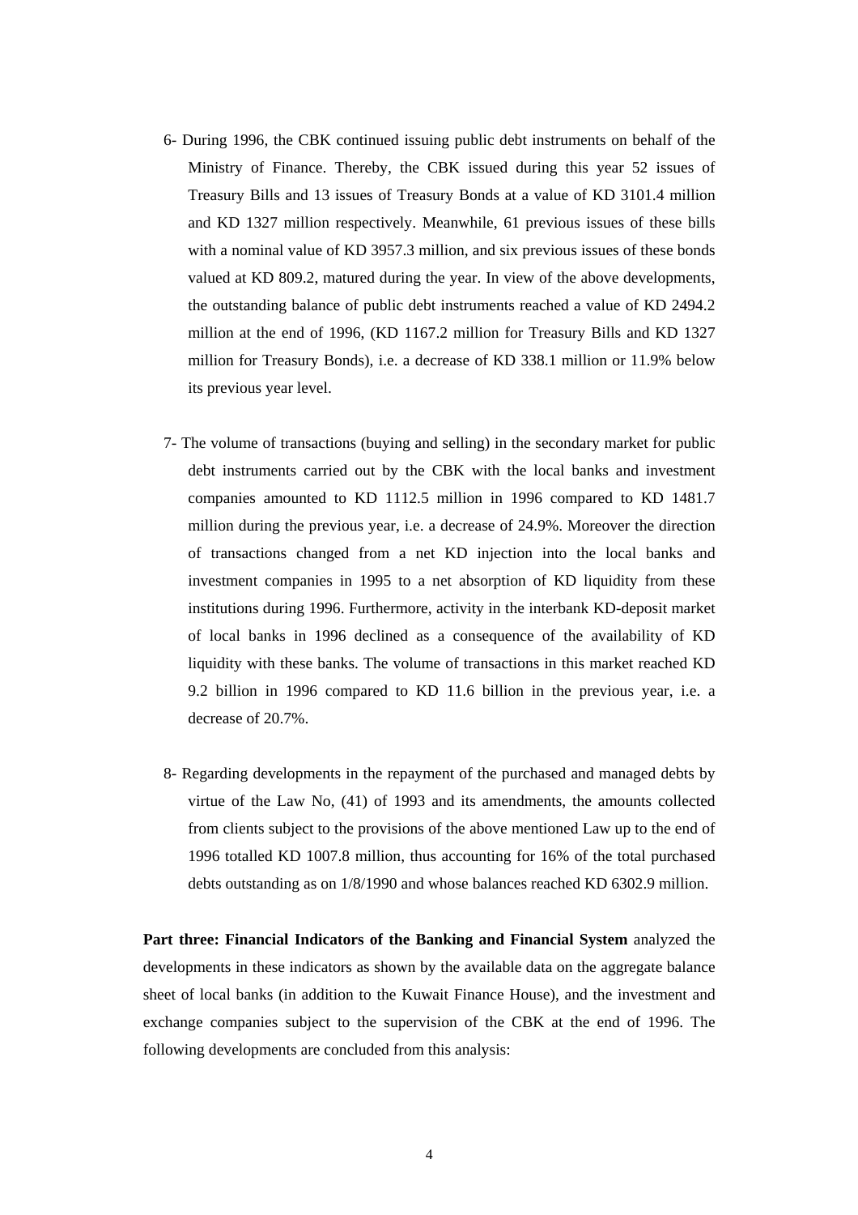6- During 1996, the CBK continued issuing public debt instruments on behalf of the Ministry of Finance. Thereby, the CBK issued during this year 52 issues of Treasury Bills and 13 issues of Treasury Bonds at a value of KD 3101.4 million and KD 1327 million respectively. Meanwhile, 61 previous issues of these bills with a nominal value of KD 3957.3 million, and six previous issues of these bonds valued at KD 809.2, matured during the year. In view of the above developments, the outstanding balance of public debt instruments reached a value of KD 2494.2 million at the end of 1996, (KD 1167.2 million for Treasury Bills and KD 1327 million for Treasury Bonds), i.e. a decrease of KD 338.1 million or 11.9% below its previous year level.

7- The volume of transactions (buying and selling) in the secondary market for public debt instruments carried out by the CBK with the local banks and investment companies amounted to KD 1112.5 million in 1996 compared to KD 1481.7 million during the previous year, i.e. a decrease of 24.9%. Moreover the direction of transactions changed from a net KD injection into the local banks and investment companies in 1995 to a net absorption of KD liquidity from these institutions during 1996. Furthermore, activity in the interbank KD-deposit market of local banks in 1996 declined as a consequence of the availability of KD liquidity with these banks. The volume of transactions in this market reached KD 9.2 billion in 1996 compared to KD 11.6 billion in the previous year, i.e. a decrease of 20.7%.

8- Regarding developments in the repayment of the purchased and managed debts by virtue of the Law No, (41) of 1993 and its amendments, the amounts collected from clients subject to the provisions of the above mentioned Law up to the end of 1996 totalled KD 1007.8 million, thus accounting for 16% of the total purchased debts outstanding as on 1/8/1990 and whose balances reached KD 6302.9 million.

**Part three: Financial Indicators of the Banking and Financial System** analyzed the developments in these indicators as shown by the available data on the aggregate balance sheet of local banks (in addition to the Kuwait Finance House), and the investment and exchange companies subject to the supervision of the CBK at the end of 1996. The following developments are concluded from this analysis: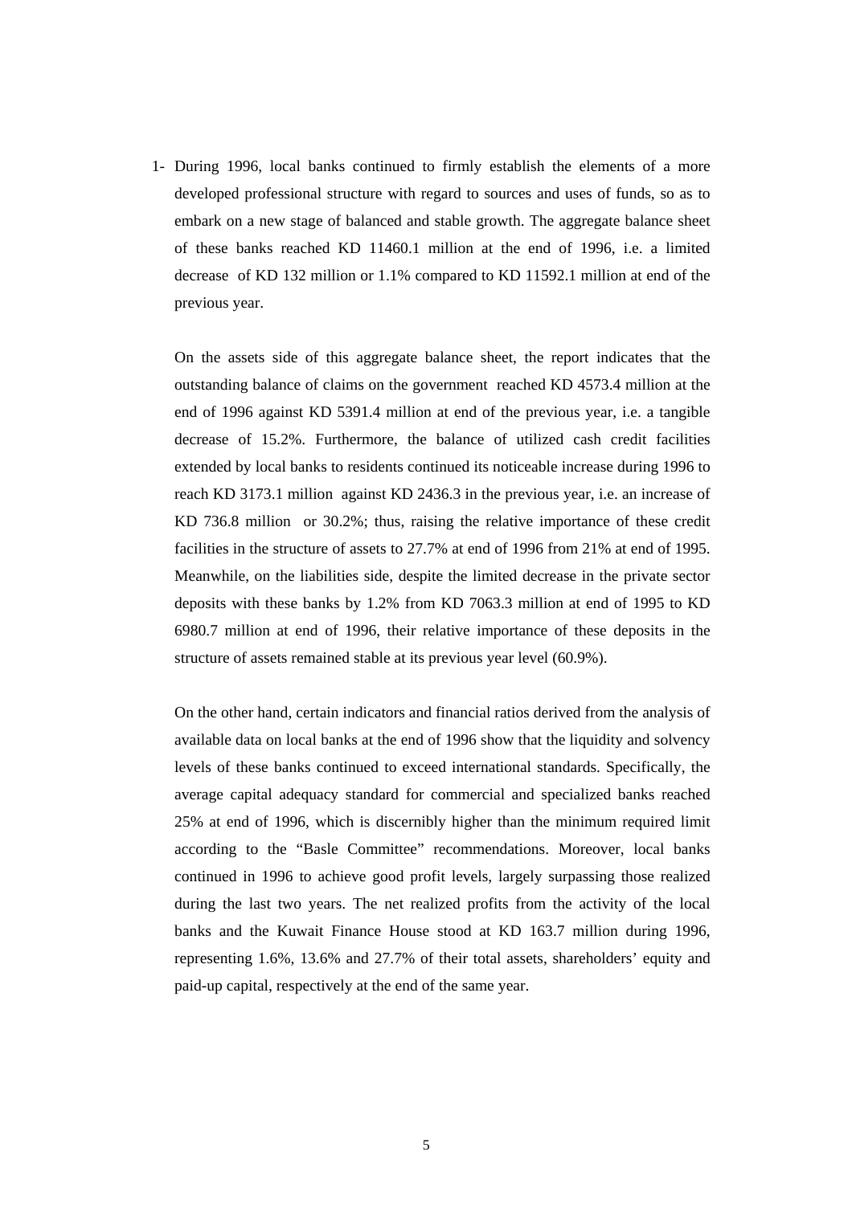1- During 1996, local banks continued to firmly establish the elements of a more developed professional structure with regard to sources and uses of funds, so as to embark on a new stage of balanced and stable growth. The aggregate balance sheet of these banks reached KD 11460.1 million at the end of 1996, i.e. a limited decrease of KD 132 million or 1.1% compared to KD 11592.1 million at end of the previous year.

   On the assets side of this aggregate balance sheet, the report indicates that the outstanding balance of claims on the government reached KD 4573.4 million at the end of 1996 against KD 5391.4 million at end of the previous year, i.e. a tangible decrease of 15.2%. Furthermore, the balance of utilized cash credit facilities extended by local banks to residents continued its noticeable increase during 1996 to reach KD 3173.1 million against KD 2436.3 in the previous year, i.e. an increase of KD 736.8 million or 30.2%; thus, raising the relative importance of these credit facilities in the structure of assets to 27.7% at end of 1996 from 21% at end of 1995. Meanwhile, on the liabilities side, despite the limited decrease in the private sector deposits with these banks by 1.2% from KD 7063.3 million at end of 1995 to KD 6980.7 million at end of 1996, their relative importance of these deposits in the structure of assets remained stable at its previous year level (60.9%).

   On the other hand, certain indicators and financial ratios derived from the analysis of available data on local banks at the end of 1996 show that the liquidity and solvency levels of these banks continued to exceed international standards. Specifically, the average capital adequacy standard for commercial and specialized banks reached 25% at end of 1996, which is discernibly higher than the minimum required limit according to the "Basle Committee" recommendations. Moreover, local banks continued in 1996 to achieve good profit levels, largely surpassing those realized during the last two years. The net realized profits from the activity of the local banks and the Kuwait Finance House stood at KD 163.7 million during 1996, representing 1.6%, 13.6% and 27.7% of their total assets, shareholders' equity and paid-up capital, respectively at the end of the same year.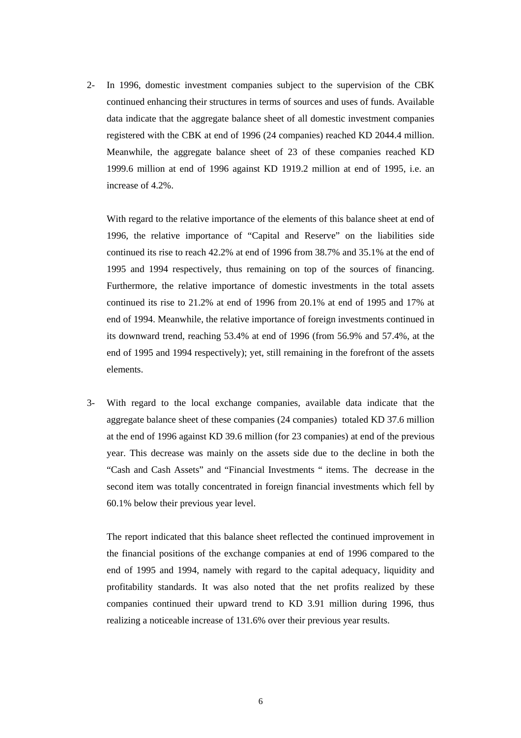2- In 1996, domestic investment companies subject to the supervision of the CBK continued enhancing their structures in terms of sources and uses of funds. Available data indicate that the aggregate balance sheet of all domestic investment companies registered with the CBK at end of 1996 (24 companies) reached KD 2044.4 million. Meanwhile, the aggregate balance sheet of 23 of these companies reached KD 1999.6 million at end of 1996 against KD 1919.2 million at end of 1995, i.e. an increase of 4.2%.

   With regard to the relative importance of the elements of this balance sheet at end of 1996, the relative importance of "Capital and Reserve" on the liabilities side continued its rise to reach 42.2% at end of 1996 from 38.7% and 35.1% at the end of 1995 and 1994 respectively, thus remaining on top of the sources of financing. Furthermore, the relative importance of domestic investments in the total assets continued its rise to 21.2% at end of 1996 from 20.1% at end of 1995 and 17% at end of 1994. Meanwhile, the relative importance of foreign investments continued in its downward trend, reaching 53.4% at end of 1996 (from 56.9% and 57.4%, at the end of 1995 and 1994 respectively); yet, still remaining in the forefront of the assets elements.

3- With regard to the local exchange companies, available data indicate that the aggregate balance sheet of these companies (24 companies) totaled KD 37.6 million at the end of 1996 against KD 39.6 million (for 23 companies) at end of the previous year. This decrease was mainly on the assets side due to the decline in both the "Cash and Cash Assets" and "Financial Investments " items. The decrease in the second item was totally concentrated in foreign financial investments which fell by 60.1% below their previous year level.

   The report indicated that this balance sheet reflected the continued improvement in the financial positions of the exchange companies at end of 1996 compared to the end of 1995 and 1994, namely with regard to the capital adequacy, liquidity and profitability standards. It was also noted that the net profits realized by these companies continued their upward trend to KD 3.91 million during 1996, thus realizing a noticeable increase of 131.6% over their previous year results.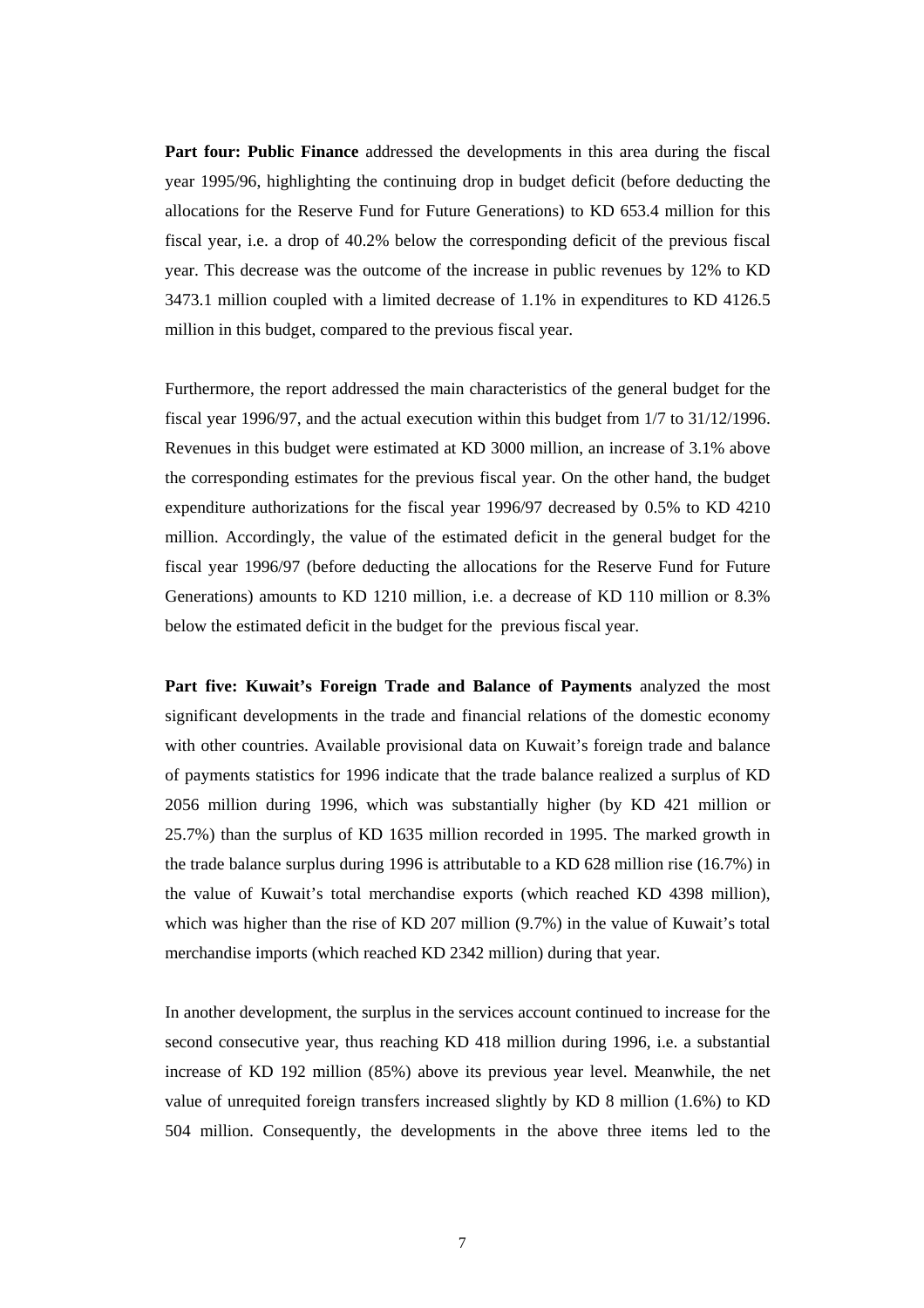**Part four: Public Finance** addressed the developments in this area during the fiscal year 1995/96, highlighting the continuing drop in budget deficit (before deducting the allocations for the Reserve Fund for Future Generations) to KD 653.4 million for this fiscal year, i.e. a drop of 40.2% below the corresponding deficit of the previous fiscal year. This decrease was the outcome of the increase in public revenues by 12% to KD 3473.1 million coupled with a limited decrease of 1.1% in expenditures to KD 4126.5 million in this budget, compared to the previous fiscal year.

Furthermore, the report addressed the main characteristics of the general budget for the fiscal year 1996/97, and the actual execution within this budget from 1/7 to 31/12/1996. Revenues in this budget were estimated at KD 3000 million, an increase of 3.1% above the corresponding estimates for the previous fiscal year. On the other hand, the budget expenditure authorizations for the fiscal year 1996/97 decreased by 0.5% to KD 4210 million. Accordingly, the value of the estimated deficit in the general budget for the fiscal year 1996/97 (before deducting the allocations for the Reserve Fund for Future Generations) amounts to KD 1210 million, i.e. a decrease of KD 110 million or 8.3% below the estimated deficit in the budget for the previous fiscal year.

**Part five: Kuwait's Foreign Trade and Balance of Payments** analyzed the most significant developments in the trade and financial relations of the domestic economy with other countries. Available provisional data on Kuwait's foreign trade and balance of payments statistics for 1996 indicate that the trade balance realized a surplus of KD 2056 million during 1996, which was substantially higher (by KD 421 million or 25.7%) than the surplus of KD 1635 million recorded in 1995. The marked growth in the trade balance surplus during 1996 is attributable to a KD 628 million rise (16.7%) in the value of Kuwait's total merchandise exports (which reached KD 4398 million), which was higher than the rise of KD 207 million (9.7%) in the value of Kuwait's total merchandise imports (which reached KD 2342 million) during that year.

In another development, the surplus in the services account continued to increase for the second consecutive year, thus reaching KD 418 million during 1996, i.e. a substantial increase of KD 192 million (85%) above its previous year level. Meanwhile, the net value of unrequited foreign transfers increased slightly by KD 8 million (1.6%) to KD 504 million. Consequently, the developments in the above three items led to the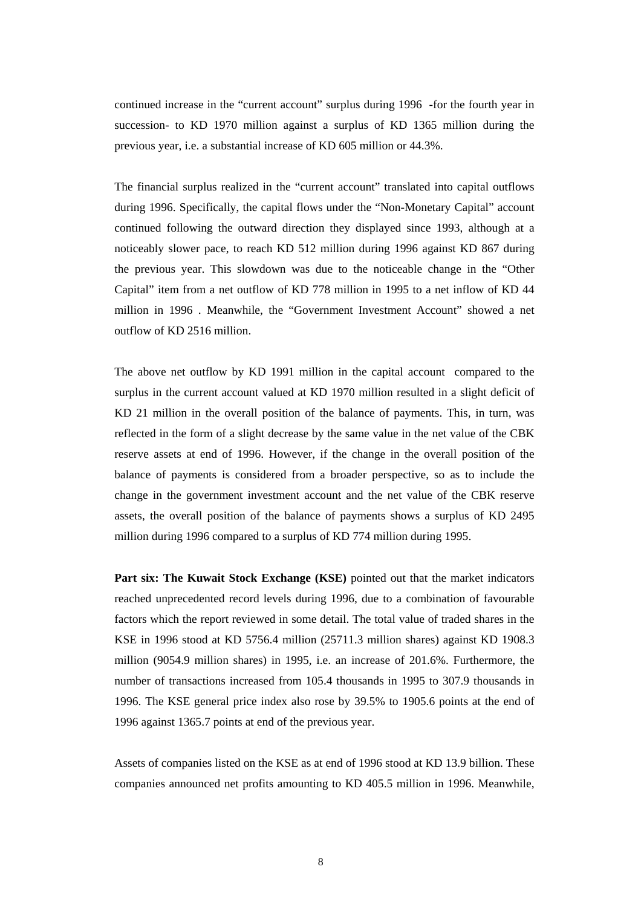continued increase in the "current account" surplus during 1996 -for the fourth year in succession- to KD 1970 million against a surplus of KD 1365 million during the previous year, i.e. a substantial increase of KD 605 million or 44.3%.

The financial surplus realized in the "current account" translated into capital outflows during 1996. Specifically, the capital flows under the "Non-Monetary Capital" account continued following the outward direction they displayed since 1993, although at a noticeably slower pace, to reach KD 512 million during 1996 against KD 867 during the previous year. This slowdown was due to the noticeable change in the "Other Capital" item from a net outflow of KD 778 million in 1995 to a net inflow of KD 44 million in 1996 . Meanwhile, the "Government Investment Account" showed a net outflow of KD 2516 million.

The above net outflow by KD 1991 million in the capital account compared to the surplus in the current account valued at KD 1970 million resulted in a slight deficit of KD 21 million in the overall position of the balance of payments. This, in turn, was reflected in the form of a slight decrease by the same value in the net value of the CBK reserve assets at end of 1996. However, if the change in the overall position of the balance of payments is considered from a broader perspective, so as to include the change in the government investment account and the net value of the CBK reserve assets, the overall position of the balance of payments shows a surplus of KD 2495 million during 1996 compared to a surplus of KD 774 million during 1995.

**Part six: The Kuwait Stock Exchange (KSE)** pointed out that the market indicators reached unprecedented record levels during 1996, due to a combination of favourable factors which the report reviewed in some detail. The total value of traded shares in the KSE in 1996 stood at KD 5756.4 million (25711.3 million shares) against KD 1908.3 million (9054.9 million shares) in 1995, i.e. an increase of 201.6%. Furthermore, the number of transactions increased from 105.4 thousands in 1995 to 307.9 thousands in 1996. The KSE general price index also rose by 39.5% to 1905.6 points at the end of 1996 against 1365.7 points at end of the previous year.

Assets of companies listed on the KSE as at end of 1996 stood at KD 13.9 billion. These companies announced net profits amounting to KD 405.5 million in 1996. Meanwhile,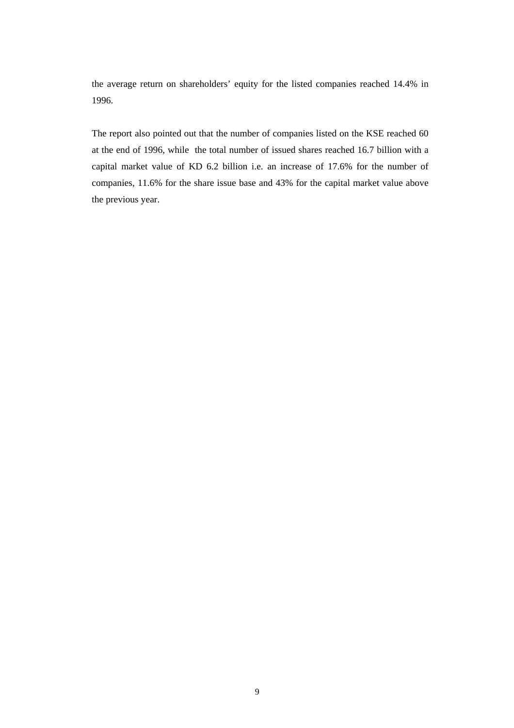the average return on shareholders' equity for the listed companies reached 14.4% in 1996.

The report also pointed out that the number of companies listed on the KSE reached 60 at the end of 1996, while the total number of issued shares reached 16.7 billion with a capital market value of KD 6.2 billion i.e. an increase of 17.6% for the number of companies, 11.6% for the share issue base and 43% for the capital market value above the previous year.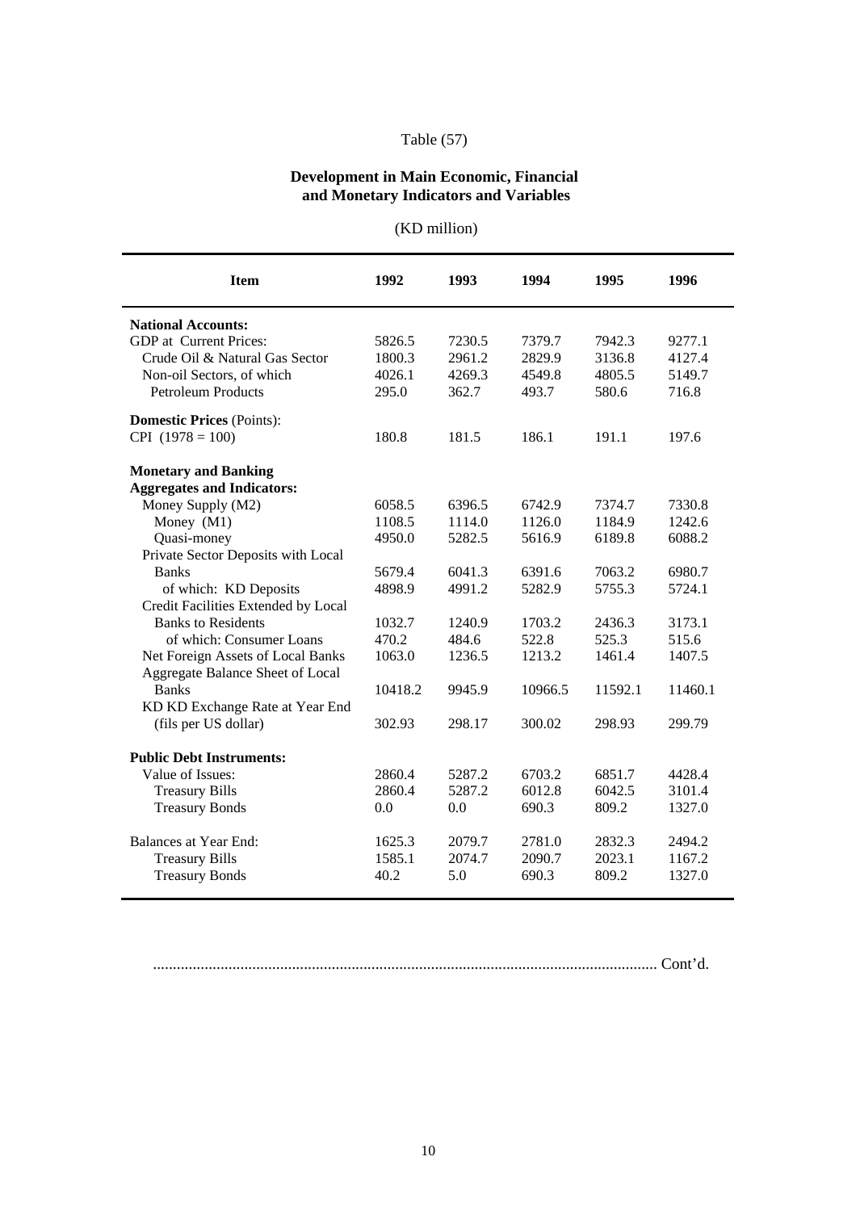Table (57)

**Development in Main Economic, Financial and Monetary Indicators and Variables**

(KD million)

| Item | 1992 | 1993 | 1994 | 1995 | 1996 |
|---|---|---|---|---|---|
| **National Accounts:** | | | | | |
| GDP at Current Prices: | 5826.5 | 7230.5 | 7379.7 | 7942.3 | 9277.1 |
| Crude Oil & Natural Gas Sector | 1800.3 | 2961.2 | 2829.9 | 3136.8 | 4127.4 |
| Non-oil Sectors, of which | 4026.1 | 4269.3 | 4549.8 | 4805.5 | 5149.7 |
| Petroleum Products | 295.0 | 362.7 | 493.7 | 580.6 | 716.8 |
| **Domestic Prices** (Points): | | | | | |
| CPI (1978 = 100) | 180.8 | 181.5 | 186.1 | 191.1 | 197.6 |
| **Monetary and Banking Aggregates and Indicators:** | | | | | |
| Money Supply (M2) | 6058.5 | 6396.5 | 6742.9 | 7374.7 | 7330.8 |
| Money (M1) | 1108.5 | 1114.0 | 1126.0 | 1184.9 | 1242.6 |
| Quasi-money | 4950.0 | 5282.5 | 5616.9 | 6189.8 | 6088.2 |
| Private Sector Deposits with Local Banks | 5679.4 | 6041.3 | 6391.6 | 7063.2 | 6980.7 |
| of which: KD Deposits | 4898.9 | 4991.2 | 5282.9 | 5755.3 | 5724.1 |
| Credit Facilities Extended by Local Banks to Residents | 1032.7 | 1240.9 | 1703.2 | 2436.3 | 3173.1 |
| of which: Consumer Loans | 470.2 | 484.6 | 522.8 | 525.3 | 515.6 |
| Net Foreign Assets of Local Banks | 1063.0 | 1236.5 | 1213.2 | 1461.4 | 1407.5 |
| Aggregate Balance Sheet of Local Banks | 10418.2 | 9945.9 | 10966.5 | 11592.1 | 11460.1 |
| KD KD Exchange Rate at Year End (fils per US dollar) | 302.93 | 298.17 | 300.02 | 298.93 | 299.79 |
| **Public Debt Instruments:** | | | | | |
| Value of Issues: | 2860.4 | 5287.2 | 6703.2 | 6851.7 | 4428.4 |
| Treasury Bills | 2860.4 | 5287.2 | 6012.8 | 6042.5 | 3101.4 |
| Treasury Bonds | 0.0 | 0.0 | 690.3 | 809.2 | 1327.0 |
| Balances at Year End: | 1625.3 | 2079.7 | 2781.0 | 2832.3 | 2494.2 |
| Treasury Bills | 1585.1 | 2074.7 | 2090.7 | 2023.1 | 1167.2 |
| Treasury Bonds | 40.2 | 5.0 | 690.3 | 809.2 | 1327.0 |

................................................................................................................................ Cont'd.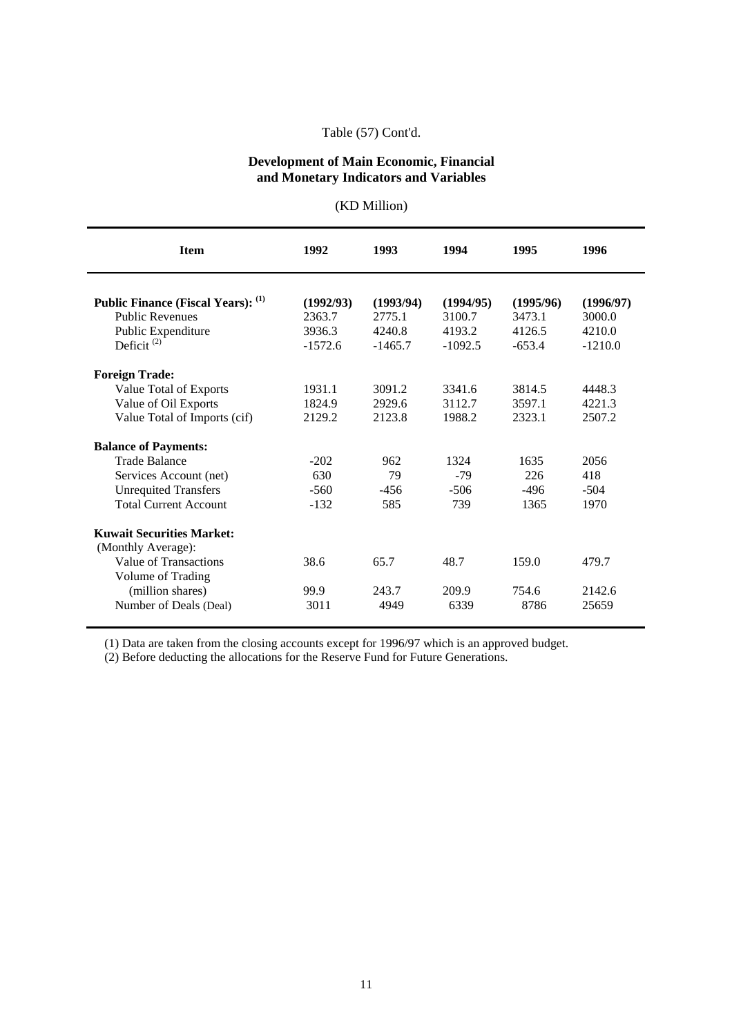Table (57) Cont'd.

**Development of Main Economic, Financial and Monetary Indicators and Variables**

(KD Million)

| Item | 1992 | 1993 | 1994 | 1995 | 1996 |
|---|---|---|---|---|---|
| **Public Finance (Fiscal Years):** [1] | **(1992/93)** | **(1993/94)** | **(1994/95)** | **(1995/96)** | **(1996/97)** |
| Public Revenues | 2363.7 | 2775.1 | 3100.7 | 3473.1 | 3000.0 |
| Public Expenditure | 3936.3 | 4240.8 | 4193.2 | 4126.5 | 4210.0 |
| Deficit [2] | -1572.6 | -1465.7 | -1092.5 | -653.4 | -1210.0 |
| **Foreign Trade:** | | | | | |
| Value Total of Exports | 1931.1 | 3091.2 | 3341.6 | 3814.5 | 4448.3 |
| Value of Oil Exports | 1824.9 | 2929.6 | 3112.7 | 3597.1 | 4221.3 |
| Value Total of Imports (cif) | 2129.2 | 2123.8 | 1988.2 | 2323.1 | 2507.2 |
| **Balance of Payments:** | | | | | |
| Trade Balance | -202 | 962 | 1324 | 1635 | 2056 |
| Services Account (net) | 630 | 79 | -79 | 226 | 418 |
| Unrequited Transfers | -560 | -456 | -506 | -496 | -504 |
| Total Current Account | -132 | 585 | 739 | 1365 | 1970 |
| **Kuwait Securities Market:** (Monthly Average): | | | | | |
| Value of Transactions | 38.6 | 65.7 | 48.7 | 159.0 | 479.7 |
| Volume of Trading (million shares) | 99.9 | 243.7 | 209.9 | 754.6 | 2142.6 |
| Number of Deals (Deal) | 3011 | 4949 | 6339 | 8786 | 25659 |

(1) Data are taken from the closing accounts except for 1996/97 which is an approved budget.

(2) Before deducting the allocations for the Reserve Fund for Future Generations.